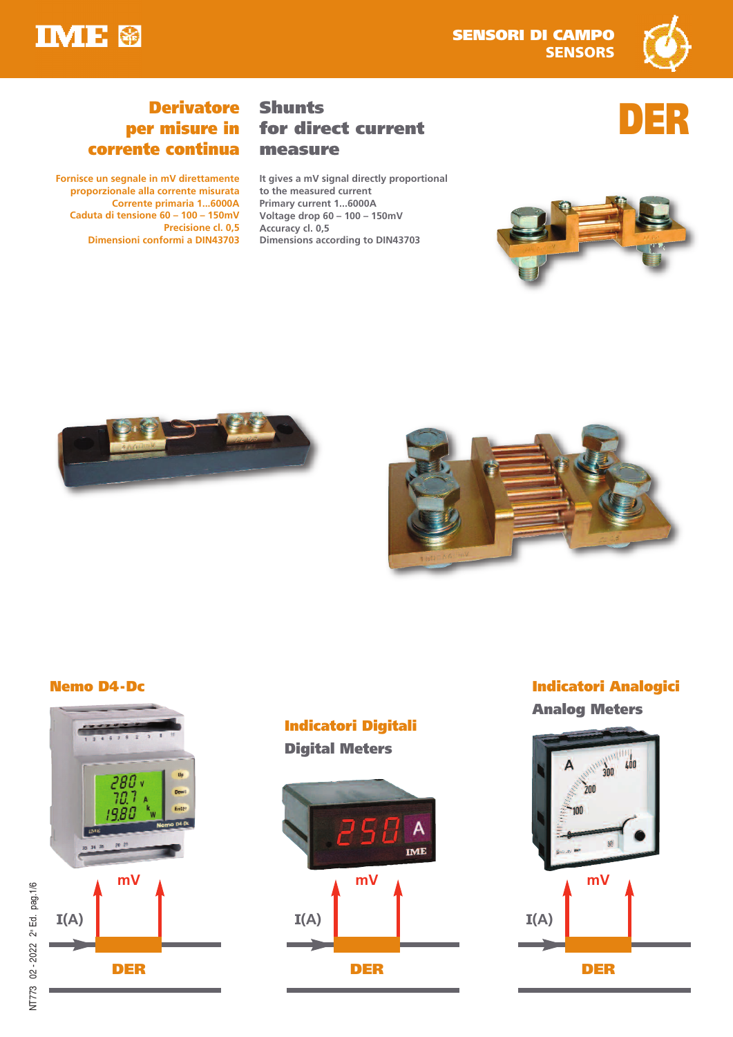SENSORI DI CAMPO
SENSORS

# DER

## Derivatore per misure in corrente continua

Fornisce un segnale in mV direttamente proporzionale alla corrente misurata
Corrente primaria 1...6000A
Caduta di tensione 60 – 100 – 150mV
Precisione cl. 0,5
Dimensioni conformi a DIN43703

## Shunts for direct current measure

It gives a mV signal directly proportional to the measured current
Primary current 1...6000A
Voltage drop 60 – 100 – 150mV
Accuracy cl. 0,5
Dimensions according to DIN43703

### Nemo D4-Dc

I(A) — mV — DER

### Indicatori Digitali
### Digital Meters

I(A) — mV — DER

### Indicatori Analogici
### Analog Meters

I(A) — mV — DER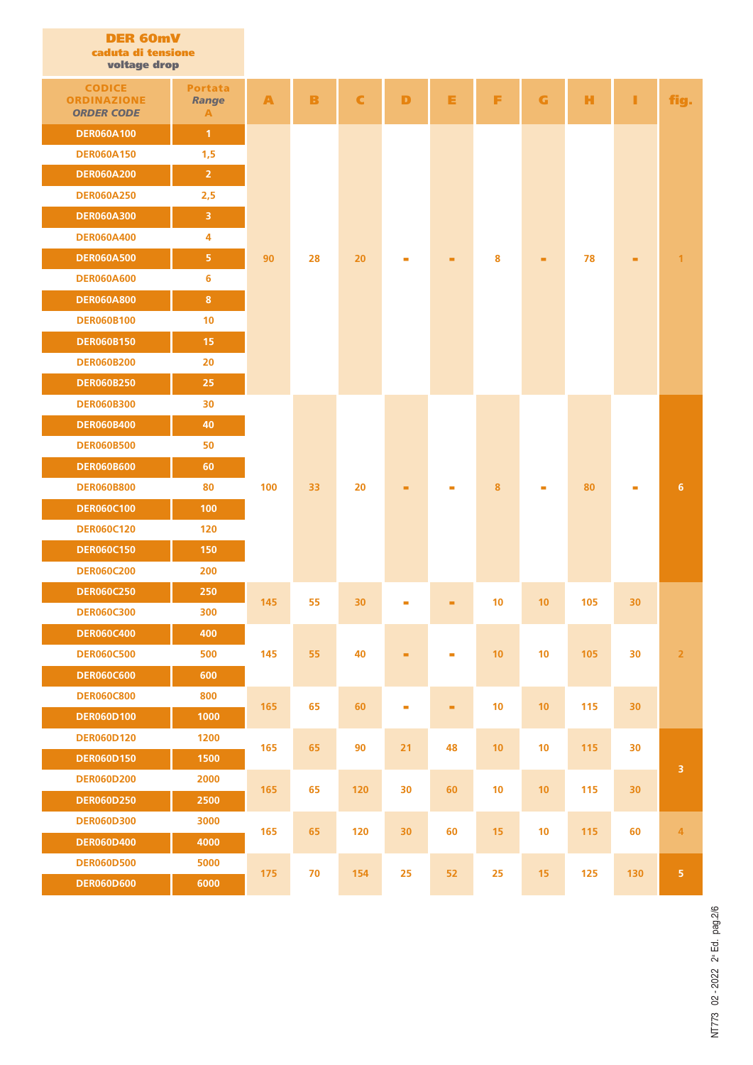**DER 60mV**
**caduta di tensione**
**voltage drop**

| CODICE ORDINAZIONE *ORDER CODE* | Portata *Range* A | A | B | C | D | E | F | G | H | I | fig. |
|---|---|---|---|---|---|---|---|---|---|---|---|
| DER060A100 | 1 | 90 | 28 | 20 | - | - | 8 | - | 78 | - | 1 |
| DER060A150 | 1,5 | 90 | 28 | 20 | - | - | 8 | - | 78 | - | 1 |
| DER060A200 | 2 | 90 | 28 | 20 | - | - | 8 | - | 78 | - | 1 |
| DER060A250 | 2,5 | 90 | 28 | 20 | - | - | 8 | - | 78 | - | 1 |
| DER060A300 | 3 | 90 | 28 | 20 | - | - | 8 | - | 78 | - | 1 |
| DER060A400 | 4 | 90 | 28 | 20 | - | - | 8 | - | 78 | - | 1 |
| DER060A500 | 5 | 90 | 28 | 20 | - | - | 8 | - | 78 | - | 1 |
| DER060A600 | 6 | 90 | 28 | 20 | - | - | 8 | - | 78 | - | 1 |
| DER060A800 | 8 | 90 | 28 | 20 | - | - | 8 | - | 78 | - | 1 |
| DER060B100 | 10 | 90 | 28 | 20 | - | - | 8 | - | 78 | - | 1 |
| DER060B150 | 15 | 90 | 28 | 20 | - | - | 8 | - | 78 | - | 1 |
| DER060B200 | 20 | 90 | 28 | 20 | - | - | 8 | - | 78 | - | 1 |
| DER060B250 | 25 | 90 | 28 | 20 | - | - | 8 | - | 78 | - | 1 |
| DER060B300 | 30 | 100 | 33 | 20 | - | - | 8 | - | 80 | - | 6 |
| DER060B400 | 40 | 100 | 33 | 20 | - | - | 8 | - | 80 | - | 6 |
| DER060B500 | 50 | 100 | 33 | 20 | - | - | 8 | - | 80 | - | 6 |
| DER060B600 | 60 | 100 | 33 | 20 | - | - | 8 | - | 80 | - | 6 |
| DER060B800 | 80 | 100 | 33 | 20 | - | - | 8 | - | 80 | - | 6 |
| DER060C100 | 100 | 100 | 33 | 20 | - | - | 8 | - | 80 | - | 6 |
| DER060C120 | 120 | 100 | 33 | 20 | - | - | 8 | - | 80 | - | 6 |
| DER060C150 | 150 | 100 | 33 | 20 | - | - | 8 | - | 80 | - | 6 |
| DER060C200 | 200 | 100 | 33 | 20 | - | - | 8 | - | 80 | - | 6 |
| DER060C250 | 250 | 145 | 55 | 30 | - | - | 10 | 10 | 105 | 30 | 2 |
| DER060C300 | 300 | 145 | 55 | 30 | - | - | 10 | 10 | 105 | 30 | 2 |
| DER060C400 | 400 | 145 | 55 | 40 | - | - | 10 | 10 | 105 | 30 | 2 |
| DER060C500 | 500 | 145 | 55 | 40 | - | - | 10 | 10 | 105 | 30 | 2 |
| DER060C600 | 600 | 145 | 55 | 40 | - | - | 10 | 10 | 105 | 30 | 2 |
| DER060C800 | 800 | 165 | 65 | 60 | - | - | 10 | 10 | 115 | 30 | 2 |
| DER060D100 | 1000 | 165 | 65 | 60 | - | - | 10 | 10 | 115 | 30 | 2 |
| DER060D120 | 1200 | 165 | 65 | 90 | 21 | 48 | 10 | 10 | 115 | 30 | 3 |
| DER060D150 | 1500 | 165 | 65 | 90 | 21 | 48 | 10 | 10 | 115 | 30 | 3 |
| DER060D200 | 2000 | 165 | 65 | 120 | 30 | 60 | 10 | 10 | 115 | 30 | 3 |
| DER060D250 | 2500 | 165 | 65 | 120 | 30 | 60 | 10 | 10 | 115 | 30 | 3 |
| DER060D300 | 3000 | 165 | 65 | 120 | 30 | 60 | 15 | 10 | 115 | 60 | 4 |
| DER060D400 | 4000 | 165 | 65 | 120 | 30 | 60 | 15 | 10 | 115 | 60 | 4 |
| DER060D500 | 5000 | 175 | 70 | 154 | 25 | 52 | 25 | 15 | 125 | 130 | 5 |
| DER060D600 | 6000 | 175 | 70 | 154 | 25 | 52 | 25 | 15 | 125 | 130 | 5 |

NT773 02 - 2022 2° Ed. pag.2/6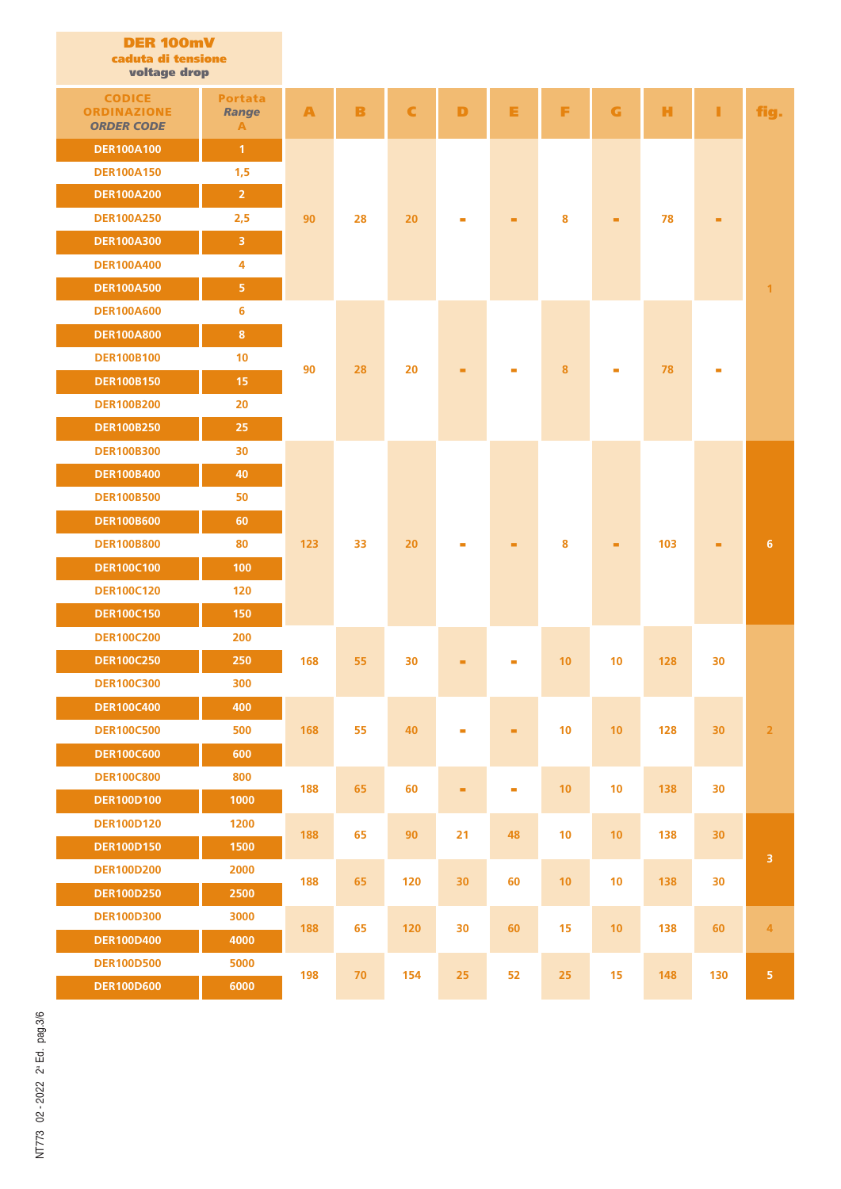**DER 100mV**
**caduta di tensione**
**voltage drop**

| CODICE ORDINAZIONE *ORDER CODE* | Portata *Range* A | A | B | C | D | E | F | G | H | I | fig. |
|---|---|---|---|---|---|---|---|---|---|---|---|
| DER100A100 | 1 | 90 | 28 | 20 | - | - | 8 | - | 78 | - | 1 |
| DER100A150 | 1,5 | | | | | | | | | | |
| DER100A200 | 2 | | | | | | | | | | |
| DER100A250 | 2,5 | | | | | | | | | | |
| DER100A300 | 3 | | | | | | | | | | |
| DER100A400 | 4 | | | | | | | | | | |
| DER100A500 | 5 | | | | | | | | | | |
| DER100A600 | 6 | 90 | 28 | 20 | - | - | 8 | - | 78 | - | |
| DER100A800 | 8 | | | | | | | | | | |
| DER100B100 | 10 | | | | | | | | | | |
| DER100B150 | 15 | | | | | | | | | | |
| DER100B200 | 20 | | | | | | | | | | |
| DER100B250 | 25 | | | | | | | | | | |
| DER100B300 | 30 | 123 | 33 | 20 | - | - | 8 | - | 103 | - | 6 |
| DER100B400 | 40 | | | | | | | | | | |
| DER100B500 | 50 | | | | | | | | | | |
| DER100B600 | 60 | | | | | | | | | | |
| DER100B800 | 80 | | | | | | | | | | |
| DER100C100 | 100 | | | | | | | | | | |
| DER100C120 | 120 | | | | | | | | | | |
| DER100C150 | 150 | | | | | | | | | | |
| DER100C200 | 200 | 168 | 55 | 30 | - | - | 10 | 10 | 128 | 30 | 2 |
| DER100C250 | 250 | | | | | | | | | | |
| DER100C300 | 300 | | | | | | | | | | |
| DER100C400 | 400 | 168 | 55 | 40 | - | - | 10 | 10 | 128 | 30 | |
| DER100C500 | 500 | | | | | | | | | | |
| DER100C600 | 600 | | | | | | | | | | |
| DER100C800 | 800 | 188 | 65 | 60 | - | - | 10 | 10 | 138 | 30 | |
| DER100D100 | 1000 | | | | | | | | | | |
| DER100D120 | 1200 | 188 | 65 | 90 | 21 | 48 | 10 | 10 | 138 | 30 | 3 |
| DER100D150 | 1500 | | | | | | | | | | |
| DER100D200 | 2000 | 188 | 65 | 120 | 30 | 60 | 10 | 10 | 138 | 30 | |
| DER100D250 | 2500 | | | | | | | | | | |
| DER100D300 | 3000 | 188 | 65 | 120 | 30 | 60 | 15 | 10 | 138 | 60 | 4 |
| DER100D400 | 4000 | | | | | | | | | | |
| DER100D500 | 5000 | 198 | 70 | 154 | 25 | 52 | 25 | 15 | 148 | 130 | 5 |
| DER100D600 | 6000 | | | | | | | | | | |

NT773 02 - 2022 2ª Ed. pag.3/6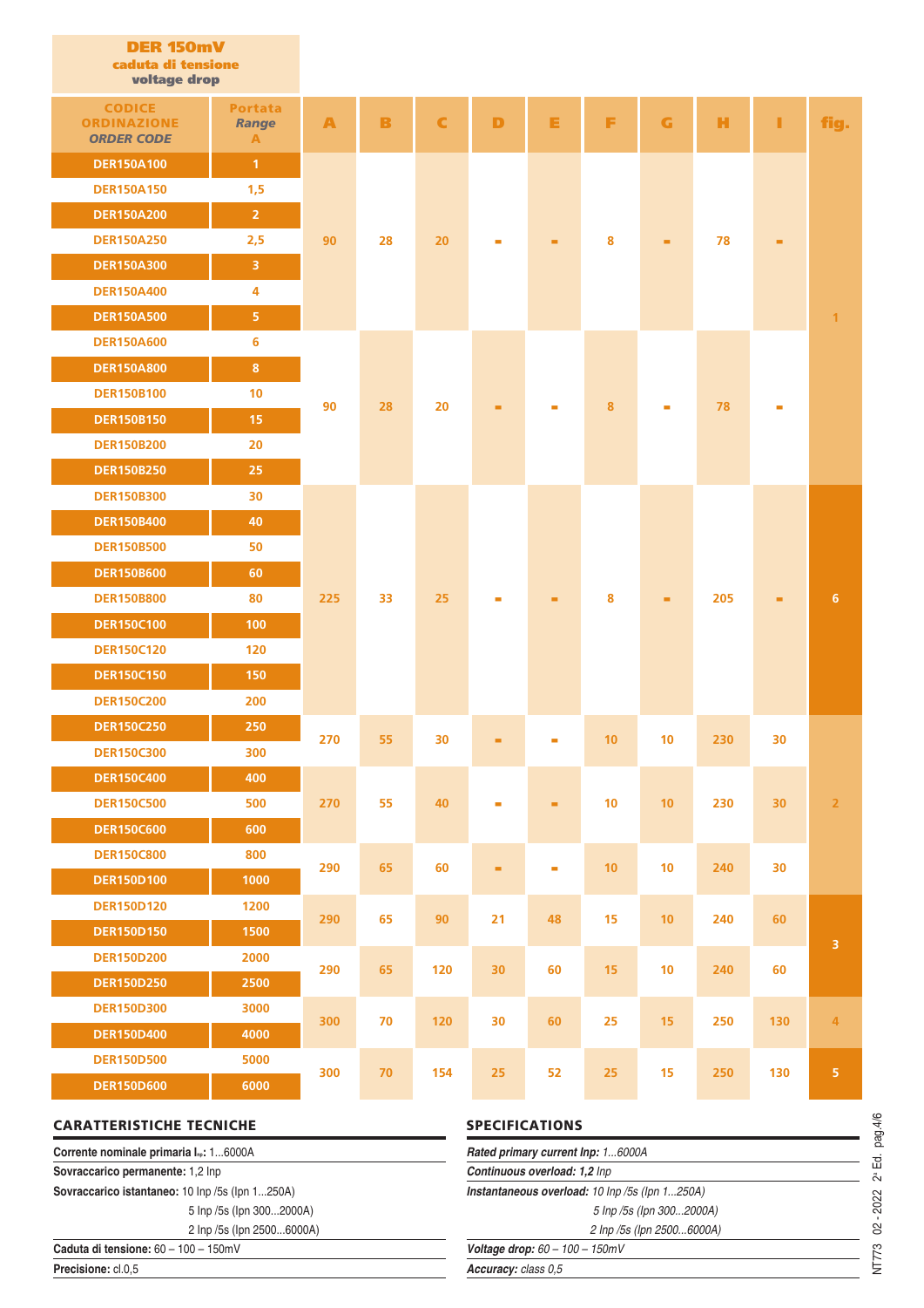## DER 150mV
**caduta di tensione**
**voltage drop**

| CODICE ORDINAZIONE *ORDER CODE* | Portata *Range* A | A | B | C | D | E | F | G | H | I | fig. |
|---|---|---|---|---|---|---|---|---|---|---|---|
| DER150A100 | 1 | 90 | 28 | 20 | - | - | 8 | - | 78 | - | 1 |
| DER150A150 | 1,5 | 90 | 28 | 20 | - | - | 8 | - | 78 | - | 1 |
| DER150A200 | 2 | 90 | 28 | 20 | - | - | 8 | - | 78 | - | 1 |
| DER150A250 | 2,5 | 90 | 28 | 20 | - | - | 8 | - | 78 | - | 1 |
| DER150A300 | 3 | 90 | 28 | 20 | - | - | 8 | - | 78 | - | 1 |
| DER150A400 | 4 | 90 | 28 | 20 | - | - | 8 | - | 78 | - | 1 |
| DER150A500 | 5 | 90 | 28 | 20 | - | - | 8 | - | 78 | - | 1 |
| DER150A600 | 6 | 90 | 28 | 20 | - | - | 8 | - | 78 | - | 1 |
| DER150A800 | 8 | 90 | 28 | 20 | - | - | 8 | - | 78 | - | 1 |
| DER150B100 | 10 | 90 | 28 | 20 | - | - | 8 | - | 78 | - | 1 |
| DER150B150 | 15 | 90 | 28 | 20 | - | - | 8 | - | 78 | - | 1 |
| DER150B200 | 20 | 90 | 28 | 20 | - | - | 8 | - | 78 | - | 1 |
| DER150B250 | 25 | 90 | 28 | 20 | - | - | 8 | - | 78 | - | 1 |
| DER150B300 | 30 | 225 | 33 | 25 | - | - | 8 | - | 205 | - | 6 |
| DER150B400 | 40 | 225 | 33 | 25 | - | - | 8 | - | 205 | - | 6 |
| DER150B500 | 50 | 225 | 33 | 25 | - | - | 8 | - | 205 | - | 6 |
| DER150B600 | 60 | 225 | 33 | 25 | - | - | 8 | - | 205 | - | 6 |
| DER150B800 | 80 | 225 | 33 | 25 | - | - | 8 | - | 205 | - | 6 |
| DER150C100 | 100 | 225 | 33 | 25 | - | - | 8 | - | 205 | - | 6 |
| DER150C120 | 120 | 225 | 33 | 25 | - | - | 8 | - | 205 | - | 6 |
| DER150C150 | 150 | 225 | 33 | 25 | - | - | 8 | - | 205 | - | 6 |
| DER150C200 | 200 | 225 | 33 | 25 | - | - | 8 | - | 205 | - | 6 |
| DER150C250 | 250 | 270 | 55 | 30 | - | - | 10 | 10 | 230 | 30 | 2 |
| DER150C300 | 300 | 270 | 55 | 30 | - | - | 10 | 10 | 230 | 30 | 2 |
| DER150C400 | 400 | 270 | 55 | 40 | - | - | 10 | 10 | 230 | 30 | 2 |
| DER150C500 | 500 | 270 | 55 | 40 | - | - | 10 | 10 | 230 | 30 | 2 |
| DER150C600 | 600 | 270 | 55 | 40 | - | - | 10 | 10 | 230 | 30 | 2 |
| DER150C800 | 800 | 290 | 65 | 60 | - | - | 10 | 10 | 240 | 30 | 2 |
| DER150D100 | 1000 | 290 | 65 | 60 | - | - | 10 | 10 | 240 | 30 | 2 |
| DER150D120 | 1200 | 290 | 65 | 90 | 21 | 48 | 15 | 10 | 240 | 60 | 3 |
| DER150D150 | 1500 | 290 | 65 | 90 | 21 | 48 | 15 | 10 | 240 | 60 | 3 |
| DER150D200 | 2000 | 290 | 65 | 120 | 30 | 60 | 15 | 10 | 240 | 60 | 3 |
| DER150D250 | 2500 | 290 | 65 | 120 | 30 | 60 | 15 | 10 | 240 | 60 | 3 |
| DER150D300 | 3000 | 300 | 70 | 120 | 30 | 60 | 25 | 15 | 250 | 130 | 4 |
| DER150D400 | 4000 | 300 | 70 | 120 | 30 | 60 | 25 | 15 | 250 | 130 | 4 |
| DER150D500 | 5000 | 300 | 70 | 154 | 25 | 52 | 25 | 15 | 250 | 130 | 5 |
| DER150D600 | 6000 | 300 | 70 | 154 | 25 | 52 | 25 | 15 | 250 | 130 | 5 |

### CARATTERISTICHE TECNICHE

**Corrente nominale primaria $I_{np}$:** 1...6000A
**Sovraccarico permanente:** 1,2 Inp
**Sovraccarico istantaneo:** 10 Inp /5s (Ipn 1...250A)
5 Inp /5s (Ipn 300...2000A)
2 Inp /5s (Ipn 2500...6000A)
**Caduta di tensione:** 60 – 100 – 150mV
**Precisione:** cl.0,5

### SPECIFICATIONS

***Rated primary current Inp:*** *1...6000A*
***Continuous overload: 1,2*** *Inp*
***Instantaneous overload:*** *10 Inp /5s (Ipn 1...250A)*
*5 Inp /5s (Ipn 300...2000A)*
*2 Inp /5s (Ipn 2500...6000A)*
***Voltage drop:*** *60 – 100 – 150mV*
***Accuracy:*** *class 0,5*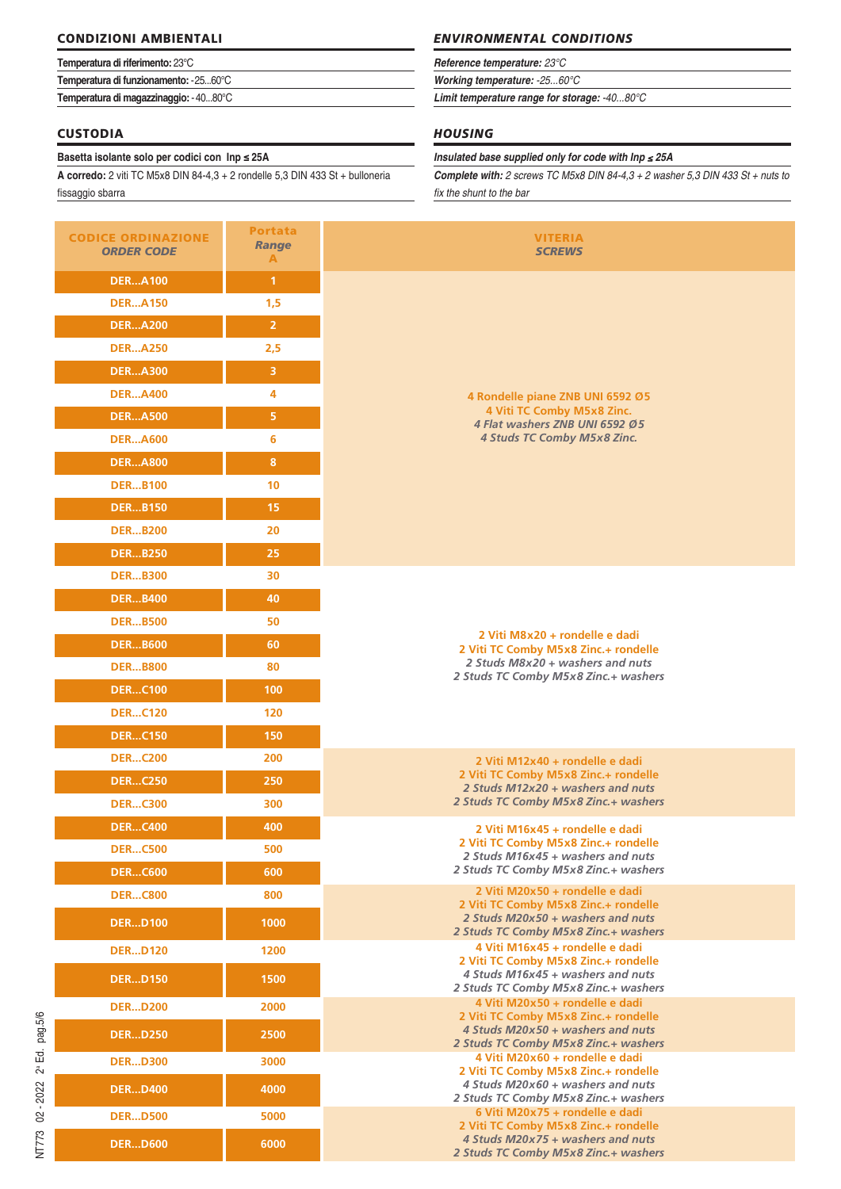## CONDIZIONI AMBIENTALI

**Temperatura di riferimento:** 23°C
**Temperatura di funzionamento:** -25...60°C
**Temperatura di magazzinaggio:** -40...80°C

## *ENVIRONMENTAL CONDITIONS*

***Reference temperature:** 23°C*
***Working temperature:** -25...60°C*
***Limit temperature range for storage:** -40...80°C*

## CUSTODIA

**Basetta isolante solo per codici con Inp ≤ 25A**
**A corredo:** 2 viti TC M5x8 DIN 84-4,3 + 2 rondelle 5,3 DIN 433 St + bulloneria fissaggio sbarra

## *HOUSING*

***Insulated base supplied only for code with Inp ≤ 25A***
***Complete with:** 2 screws TC M5x8 DIN 84-4,3 + 2 washer 5,3 DIN 433 St + nuts to fix the shunt to the bar*

| CODICE ORDINAZIONE *ORDER CODE* | Portata *Range* A | VITERIA *SCREWS* |
|---|---|---|
| DER...A100 | 1 | 4 Rondelle piane ZNB UNI 6592 Ø5<br>4 Viti TC Comby M5x8 Zinc.<br>*4 Flat washers ZNB UNI 6592 Ø5*<br>*4 Studs TC Comby M5x8 Zinc.* |
| DER...A150 | 1,5 | |
| DER...A200 | 2 | |
| DER...A250 | 2,5 | |
| DER...A300 | 3 | |
| DER...A400 | 4 | |
| DER...A500 | 5 | |
| DER...A600 | 6 | |
| DER...A800 | 8 | |
| DER...B100 | 10 | |
| DER...B150 | 15 | |
| DER...B200 | 20 | |
| DER...B250 | 25 | |
| DER...B300 | 30 | 2 Viti M8x20 + rondelle e dadi<br>2 Viti TC Comby M5x8 Zinc.+ rondelle<br>*2 Studs M8x20 + washers and nuts*<br>*2 Studs TC Comby M5x8 Zinc.+ washers* |
| DER...B400 | 40 | |
| DER...B500 | 50 | |
| DER...B600 | 60 | |
| DER...B800 | 80 | |
| DER...C100 | 100 | |
| DER...C120 | 120 | |
| DER...C150 | 150 | |
| DER...C200 | 200 | 2 Viti M12x40 + rondelle e dadi<br>2 Viti TC Comby M5x8 Zinc.+ rondelle<br>*2 Studs M12x20 + washers and nuts*<br>*2 Studs TC Comby M5x8 Zinc.+ washers* |
| DER...C250 | 250 | |
| DER...C300 | 300 | |
| DER...C400 | 400 | 2 Viti M16x45 + rondelle e dadi<br>2 Viti TC Comby M5x8 Zinc.+ rondelle<br>*2 Studs M16x45 + washers and nuts*<br>*2 Studs TC Comby M5x8 Zinc.+ washers* |
| DER...C500 | 500 | |
| DER...C600 | 600 | |
| DER...C800 | 800 | 2 Viti M20x50 + rondelle e dadi<br>2 Viti TC Comby M5x8 Zinc.+ rondelle<br>*2 Studs M20x50 + washers and nuts*<br>*2 Studs TC Comby M5x8 Zinc.+ washers* |
| DER...D100 | 1000 | |
| DER...D120 | 1200 | 4 Viti M16x45 + rondelle e dadi<br>2 Viti TC Comby M5x8 Zinc.+ rondelle<br>*4 Studs M16x45 + washers and nuts*<br>*2 Studs TC Comby M5x8 Zinc.+ washers* |
| DER...D150 | 1500 | |
| DER...D200 | 2000 | 4 Viti M20x50 + rondelle e dadi<br>2 Viti TC Comby M5x8 Zinc.+ rondelle<br>*4 Studs M20x50 + washers and nuts*<br>*2 Studs TC Comby M5x8 Zinc.+ washers* |
| DER...D250 | 2500 | |
| DER...D300 | 3000 | 4 Viti M20x60 + rondelle e dadi<br>2 Viti TC Comby M5x8 Zinc.+ rondelle<br>*4 Studs M20x60 + washers and nuts*<br>*2 Studs TC Comby M5x8 Zinc.+ washers* |
| DER...D400 | 4000 | |
| DER...D500 | 5000 | 6 Viti M20x75 + rondelle e dadi<br>2 Viti TC Comby M5x8 Zinc.+ rondelle<br>*4 Studs M20x75 + washers and nuts*<br>*2 Studs TC Comby M5x8 Zinc.+ washers* |
| DER...D600 | 6000 | |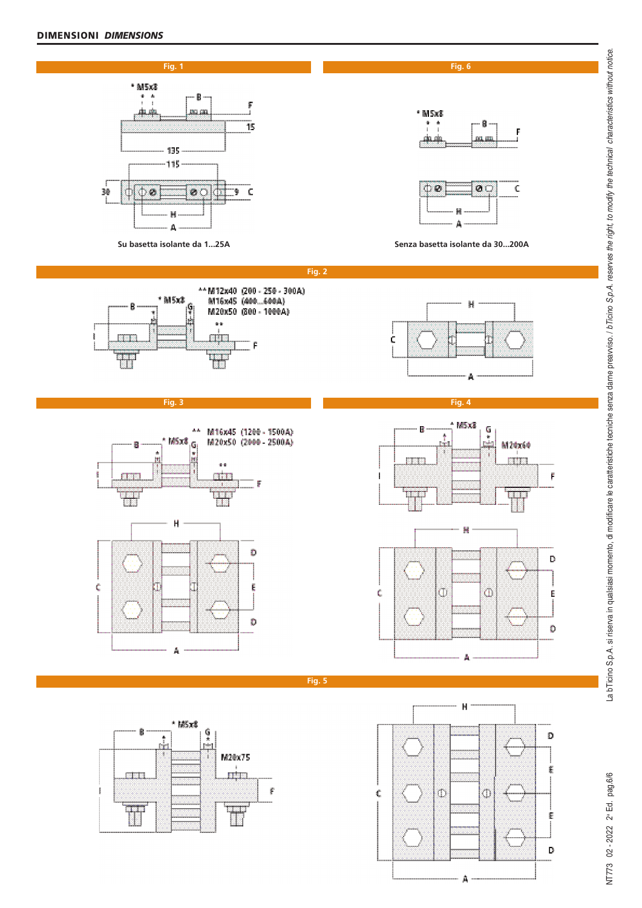## DIMENSIONI *DIMENSIONS*

**Fig. 1**

\* M5x8

B

F

15

135

115

30

9

C

H

A

Su basetta isolante da 1...25A

**Fig. 6**

\* M5x8

B

F

C

H

A

Senza basetta isolante da 30...200A

**Fig. 2**

\*\* M12x40 (200 - 250 - 300A)

M16x45 (400...600A)

M20x50 (800 - 1000A)

\* M5x8

B

G

I

\*\*

F

H

C

A

**Fig. 3**

\*\* M16x45 (1200 - 1500A)

M20x50 (2000 - 2500A)

\* M5x8

B

G

I

\*\*

F

H

C

D

E

D

A

**Fig. 4**

\* M5x8

B

G

M20x60

I

F

H

C

D

E

D

A

**Fig. 5**

\* M5x8

B

G

M20x75

I

F

H

C

D

E

E

D

A

La bTicino S.p.A. si riserva in qualsiasi momento, di modificare le caratteristiche tecniche senza darne preavviso. / *bTicino S.p.A. reserves the right, to modify the technical characteristics without notice.*

NT773 02 - 2022 2ª Ed. pag.6/6